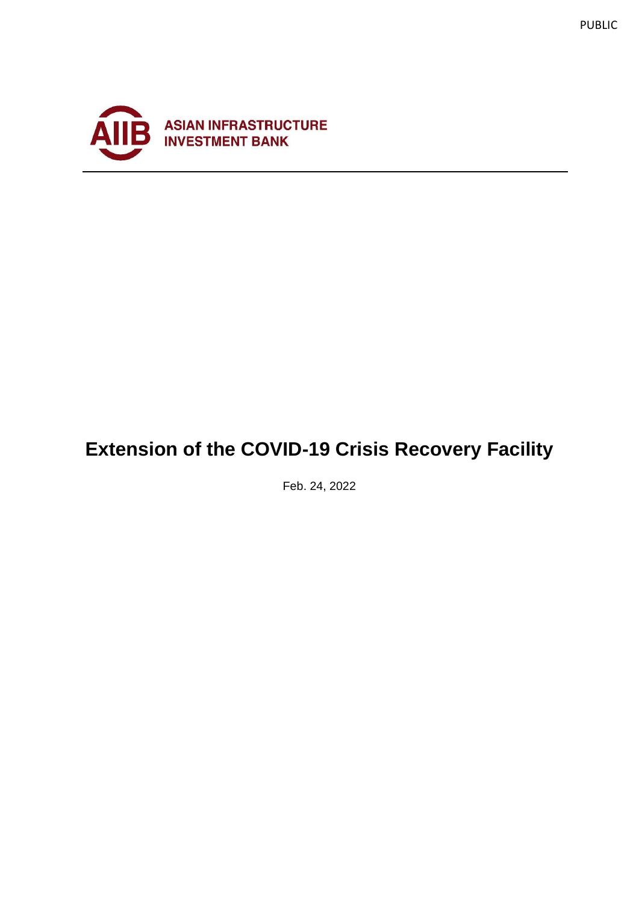PUBLIC

ASIAN INFRASTRUCTURE INVESTMENT BANK

# Extension of the COVID-19 Crisis Recovery Facility

Feb. 24, 2022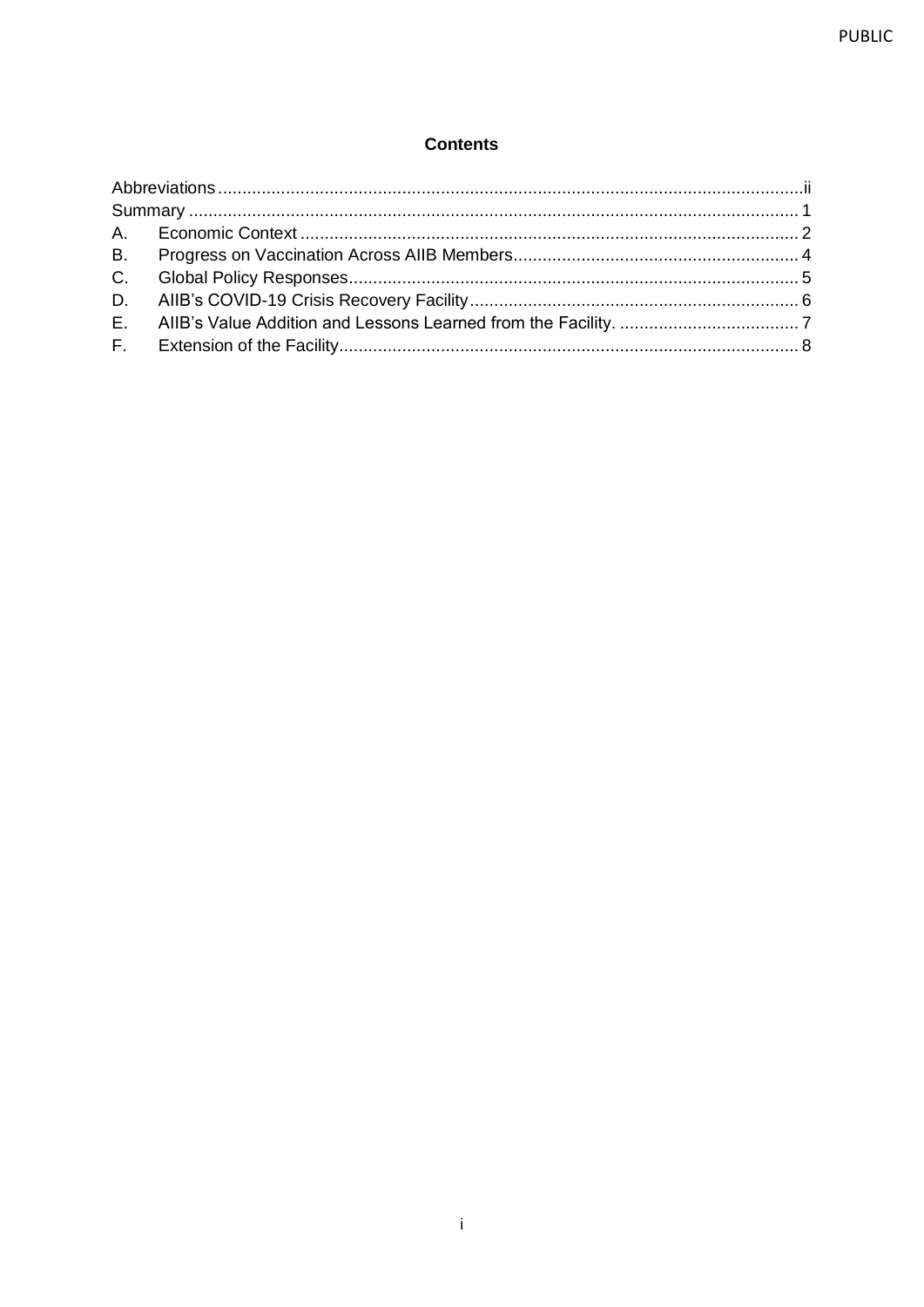**Contents**

Abbreviations ......................................................................................................................ii
Summary ............................................................................................................................ 1
A. Economic Context ...................................................................................................... 2
B. Progress on Vaccination Across AIIB Members........................................................... 4
C. Global Policy Responses............................................................................................ 5
D. AIIB's COVID-19 Crisis Recovery Facility.................................................................... 6
E. AIIB's Value Addition and Lessons Learned from the Facility. ..................................... 7
F. Extension of the Facility.............................................................................................. 8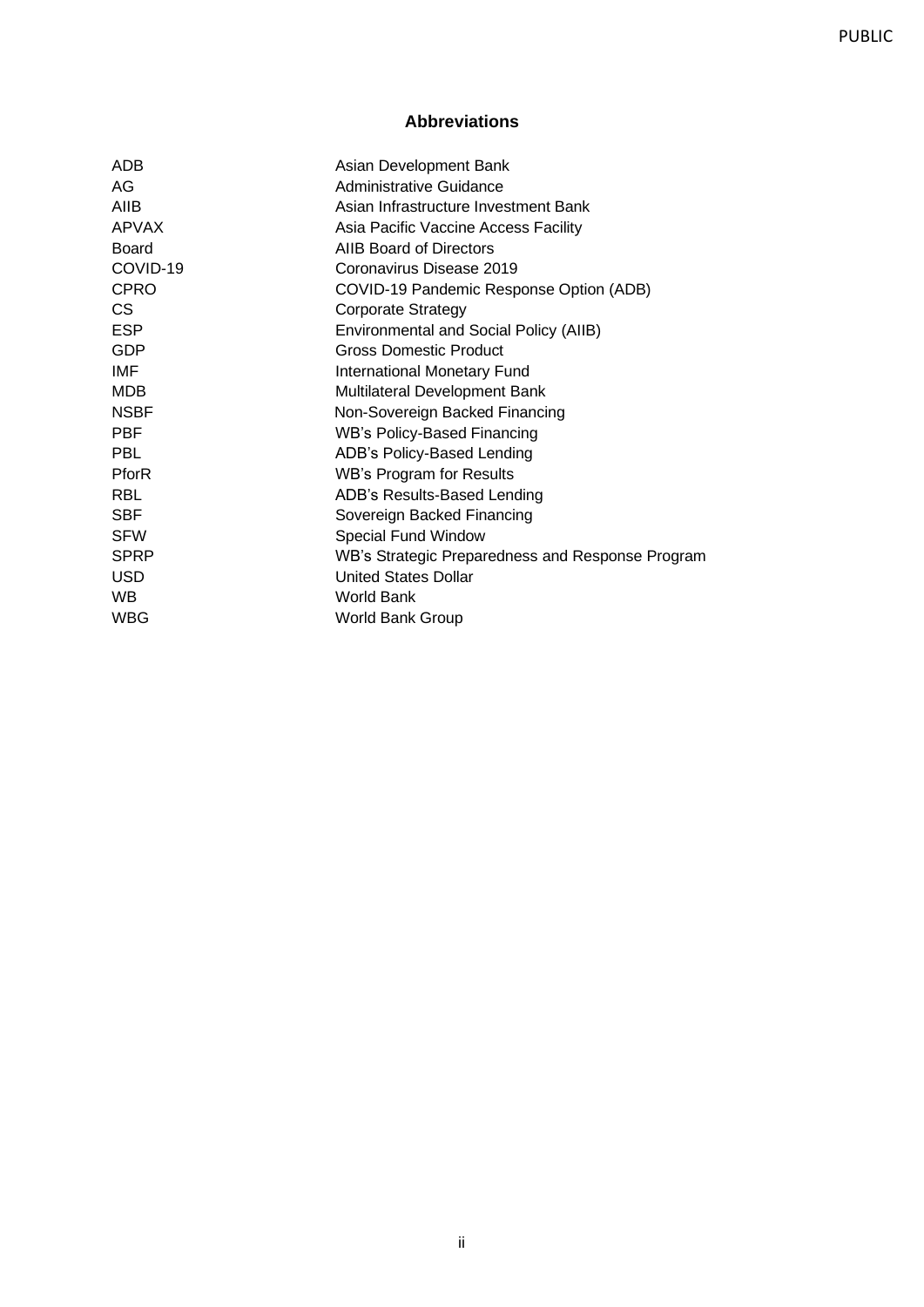## Abbreviations

| | |
|---|---|
| ADB | Asian Development Bank |
| AG | Administrative Guidance |
| AIIB | Asian Infrastructure Investment Bank |
| APVAX | Asia Pacific Vaccine Access Facility |
| Board | AIIB Board of Directors |
| COVID-19 | Coronavirus Disease 2019 |
| CPRO | COVID-19 Pandemic Response Option (ADB) |
| CS | Corporate Strategy |
| ESP | Environmental and Social Policy (AIIB) |
| GDP | Gross Domestic Product |
| IMF | International Monetary Fund |
| MDB | Multilateral Development Bank |
| NSBF | Non-Sovereign Backed Financing |
| PBF | WB's Policy-Based Financing |
| PBL | ADB's Policy-Based Lending |
| PforR | WB's Program for Results |
| RBL | ADB's Results-Based Lending |
| SBF | Sovereign Backed Financing |
| SFW | Special Fund Window |
| SPRP | WB's Strategic Preparedness and Response Program |
| USD | United States Dollar |
| WB | World Bank |
| WBG | World Bank Group |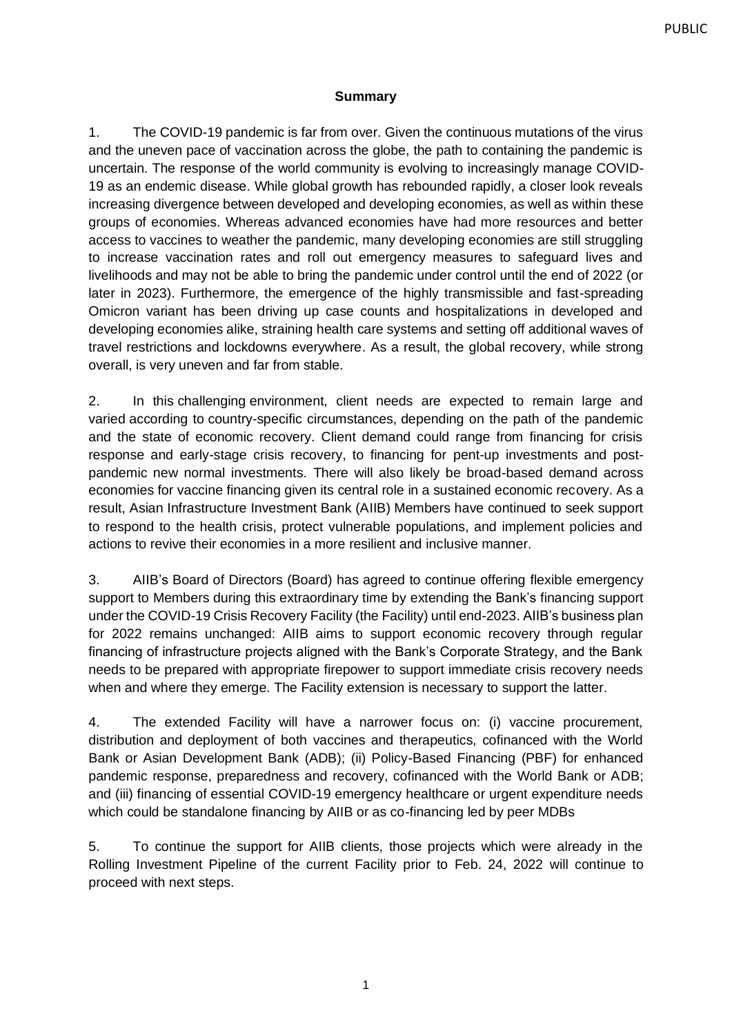**Summary**

1. The COVID-19 pandemic is far from over. Given the continuous mutations of the virus and the uneven pace of vaccination across the globe, the path to containing the pandemic is uncertain. The response of the world community is evolving to increasingly manage COVID-19 as an endemic disease. While global growth has rebounded rapidly, a closer look reveals increasing divergence between developed and developing economies, as well as within these groups of economies. Whereas advanced economies have had more resources and better access to vaccines to weather the pandemic, many developing economies are still struggling to increase vaccination rates and roll out emergency measures to safeguard lives and livelihoods and may not be able to bring the pandemic under control until the end of 2022 (or later in 2023). Furthermore, the emergence of the highly transmissible and fast-spreading Omicron variant has been driving up case counts and hospitalizations in developed and developing economies alike, straining health care systems and setting off additional waves of travel restrictions and lockdowns everywhere. As a result, the global recovery, while strong overall, is very uneven and far from stable.

2. In this challenging environment, client needs are expected to remain large and varied according to country-specific circumstances, depending on the path of the pandemic and the state of economic recovery. Client demand could range from financing for crisis response and early-stage crisis recovery, to financing for pent-up investments and post-pandemic new normal investments. There will also likely be broad-based demand across economies for vaccine financing given its central role in a sustained economic recovery. As a result, Asian Infrastructure Investment Bank (AIIB) Members have continued to seek support to respond to the health crisis, protect vulnerable populations, and implement policies and actions to revive their economies in a more resilient and inclusive manner.

3. AIIB's Board of Directors (Board) has agreed to continue offering flexible emergency support to Members during this extraordinary time by extending the Bank's financing support under the COVID-19 Crisis Recovery Facility (the Facility) until end-2023. AIIB's business plan for 2022 remains unchanged: AIIB aims to support economic recovery through regular financing of infrastructure projects aligned with the Bank's Corporate Strategy, and the Bank needs to be prepared with appropriate firepower to support immediate crisis recovery needs when and where they emerge. The Facility extension is necessary to support the latter.

4. The extended Facility will have a narrower focus on: (i) vaccine procurement, distribution and deployment of both vaccines and therapeutics, cofinanced with the World Bank or Asian Development Bank (ADB); (ii) Policy-Based Financing (PBF) for enhanced pandemic response, preparedness and recovery, cofinanced with the World Bank or ADB; and (iii) financing of essential COVID-19 emergency healthcare or urgent expenditure needs which could be standalone financing by AIIB or as co-financing led by peer MDBs

5. To continue the support for AIIB clients, those projects which were already in the Rolling Investment Pipeline of the current Facility prior to Feb. 24, 2022 will continue to proceed with next steps.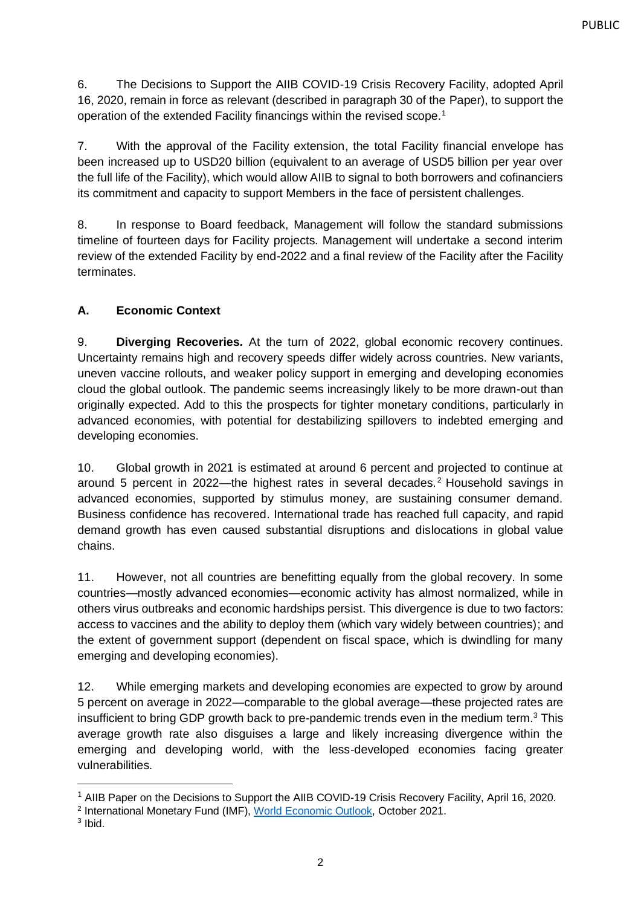6. The Decisions to Support the AIIB COVID-19 Crisis Recovery Facility, adopted April 16, 2020, remain in force as relevant (described in paragraph 30 of the Paper), to support the operation of the extended Facility financings within the revised scope.[1]

7. With the approval of the Facility extension, the total Facility financial envelope has been increased up to USD20 billion (equivalent to an average of USD5 billion per year over the full life of the Facility), which would allow AIIB to signal to both borrowers and cofinanciers its commitment and capacity to support Members in the face of persistent challenges.

8. In response to Board feedback, Management will follow the standard submissions timeline of fourteen days for Facility projects. Management will undertake a second interim review of the extended Facility by end-2022 and a final review of the Facility after the Facility terminates.

### A. Economic Context

9. **Diverging Recoveries.** At the turn of 2022, global economic recovery continues. Uncertainty remains high and recovery speeds differ widely across countries. New variants, uneven vaccine rollouts, and weaker policy support in emerging and developing economies cloud the global outlook. The pandemic seems increasingly likely to be more drawn-out than originally expected. Add to this the prospects for tighter monetary conditions, particularly in advanced economies, with potential for destabilizing spillovers to indebted emerging and developing economies.

10. Global growth in 2021 is estimated at around 6 percent and projected to continue at around 5 percent in 2022—the highest rates in several decades.[2] Household savings in advanced economies, supported by stimulus money, are sustaining consumer demand. Business confidence has recovered. International trade has reached full capacity, and rapid demand growth has even caused substantial disruptions and dislocations in global value chains.

11. However, not all countries are benefitting equally from the global recovery. In some countries—mostly advanced economies—economic activity has almost normalized, while in others virus outbreaks and economic hardships persist. This divergence is due to two factors: access to vaccines and the ability to deploy them (which vary widely between countries); and the extent of government support (dependent on fiscal space, which is dwindling for many emerging and developing economies).

12. While emerging markets and developing economies are expected to grow by around 5 percent on average in 2022—comparable to the global average—these projected rates are insufficient to bring GDP growth back to pre-pandemic trends even in the medium term.[3] This average growth rate also disguises a large and likely increasing divergence within the emerging and developing world, with the less-developed economies facing greater vulnerabilities.

---

[1] AIIB Paper on the Decisions to Support the AIIB COVID-19 Crisis Recovery Facility, April 16, 2020.

[2] International Monetary Fund (IMF), World Economic Outlook, October 2021.

[3] Ibid.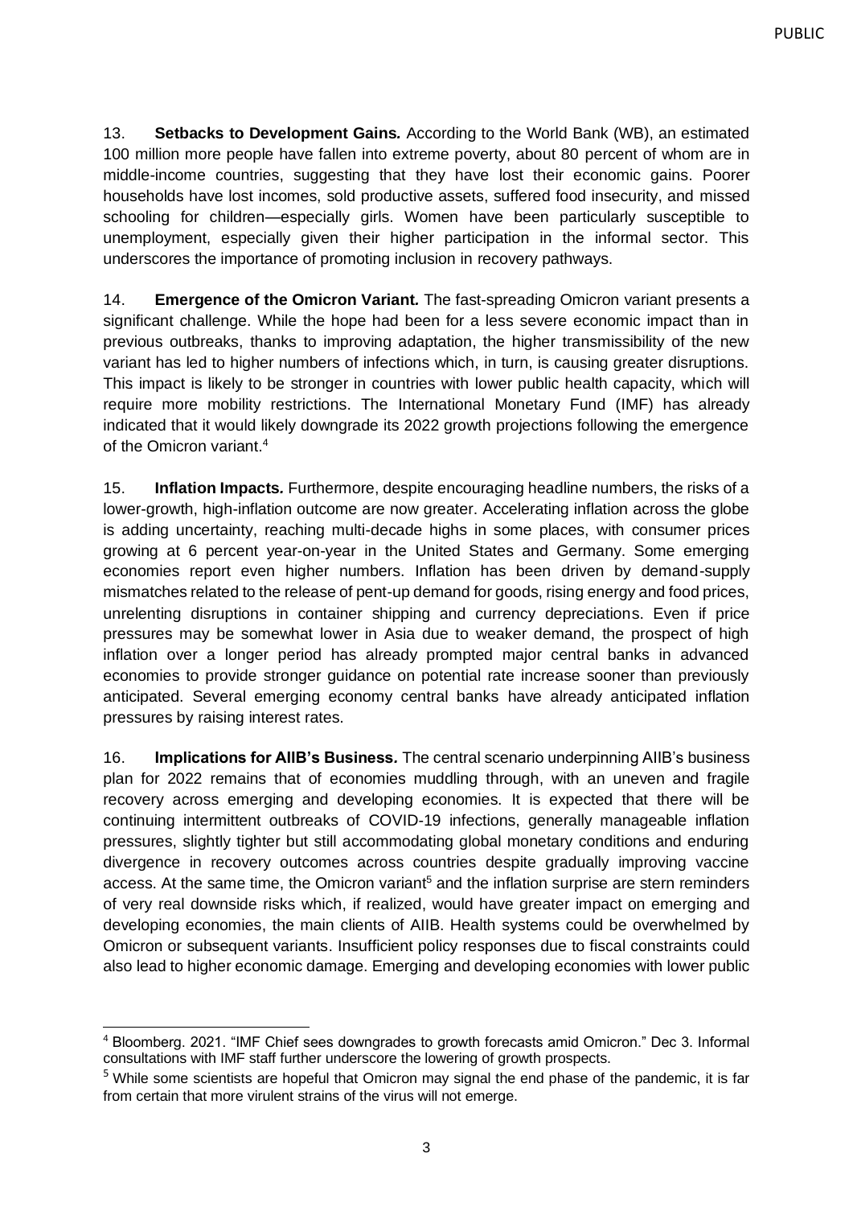13. **Setbacks to Development Gains.** According to the World Bank (WB), an estimated 100 million more people have fallen into extreme poverty, about 80 percent of whom are in middle-income countries, suggesting that they have lost their economic gains. Poorer households have lost incomes, sold productive assets, suffered food insecurity, and missed schooling for children—especially girls. Women have been particularly susceptible to unemployment, especially given their higher participation in the informal sector. This underscores the importance of promoting inclusion in recovery pathways.

14. **Emergence of the Omicron Variant.** The fast-spreading Omicron variant presents a significant challenge. While the hope had been for a less severe economic impact than in previous outbreaks, thanks to improving adaptation, the higher transmissibility of the new variant has led to higher numbers of infections which, in turn, is causing greater disruptions. This impact is likely to be stronger in countries with lower public health capacity, which will require more mobility restrictions. The International Monetary Fund (IMF) has already indicated that it would likely downgrade its 2022 growth projections following the emergence of the Omicron variant.[4]

15. **Inflation Impacts.** Furthermore, despite encouraging headline numbers, the risks of a lower-growth, high-inflation outcome are now greater. Accelerating inflation across the globe is adding uncertainty, reaching multi-decade highs in some places, with consumer prices growing at 6 percent year-on-year in the United States and Germany. Some emerging economies report even higher numbers. Inflation has been driven by demand-supply mismatches related to the release of pent-up demand for goods, rising energy and food prices, unrelenting disruptions in container shipping and currency depreciations. Even if price pressures may be somewhat lower in Asia due to weaker demand, the prospect of high inflation over a longer period has already prompted major central banks in advanced economies to provide stronger guidance on potential rate increase sooner than previously anticipated. Several emerging economy central banks have already anticipated inflation pressures by raising interest rates.

16. **Implications for AIIB's Business.** The central scenario underpinning AIIB's business plan for 2022 remains that of economies muddling through, with an uneven and fragile recovery across emerging and developing economies. It is expected that there will be continuing intermittent outbreaks of COVID-19 infections, generally manageable inflation pressures, slightly tighter but still accommodating global monetary conditions and enduring divergence in recovery outcomes across countries despite gradually improving vaccine access. At the same time, the Omicron variant[5] and the inflation surprise are stern reminders of very real downside risks which, if realized, would have greater impact on emerging and developing economies, the main clients of AIIB. Health systems could be overwhelmed by Omicron or subsequent variants. Insufficient policy responses due to fiscal constraints could also lead to higher economic damage. Emerging and developing economies with lower public

---

[4] Bloomberg. 2021. "IMF Chief sees downgrades to growth forecasts amid Omicron." Dec 3. Informal consultations with IMF staff further underscore the lowering of growth prospects.

[5] While some scientists are hopeful that Omicron may signal the end phase of the pandemic, it is far from certain that more virulent strains of the virus will not emerge.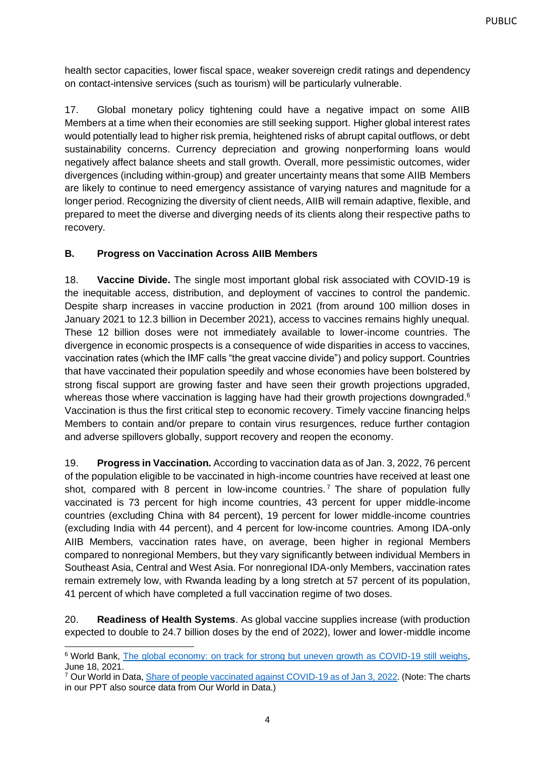health sector capacities, lower fiscal space, weaker sovereign credit ratings and dependency on contact-intensive services (such as tourism) will be particularly vulnerable.

17. Global monetary policy tightening could have a negative impact on some AIIB Members at a time when their economies are still seeking support. Higher global interest rates would potentially lead to higher risk premia, heightened risks of abrupt capital outflows, or debt sustainability concerns. Currency depreciation and growing nonperforming loans would negatively affect balance sheets and stall growth. Overall, more pessimistic outcomes, wider divergences (including within-group) and greater uncertainty means that some AIIB Members are likely to continue to need emergency assistance of varying natures and magnitude for a longer period. Recognizing the diversity of client needs, AIIB will remain adaptive, flexible, and prepared to meet the diverse and diverging needs of its clients along their respective paths to recovery.

### B. Progress on Vaccination Across AIIB Members

18. **Vaccine Divide.** The single most important global risk associated with COVID-19 is the inequitable access, distribution, and deployment of vaccines to control the pandemic. Despite sharp increases in vaccine production in 2021 (from around 100 million doses in January 2021 to 12.3 billion in December 2021), access to vaccines remains highly unequal. These 12 billion doses were not immediately available to lower-income countries. The divergence in economic prospects is a consequence of wide disparities in access to vaccines, vaccination rates (which the IMF calls "the great vaccine divide") and policy support. Countries that have vaccinated their population speedily and whose economies have been bolstered by strong fiscal support are growing faster and have seen their growth projections upgraded, whereas those where vaccination is lagging have had their growth projections downgraded.[6] Vaccination is thus the first critical step to economic recovery. Timely vaccine financing helps Members to contain and/or prepare to contain virus resurgences, reduce further contagion and adverse spillovers globally, support recovery and reopen the economy.

19. **Progress in Vaccination.** According to vaccination data as of Jan. 3, 2022, 76 percent of the population eligible to be vaccinated in high-income countries have received at least one shot, compared with 8 percent in low-income countries.[7] The share of population fully vaccinated is 73 percent for high income countries, 43 percent for upper middle-income countries (excluding China with 84 percent), 19 percent for lower middle-income countries (excluding India with 44 percent), and 4 percent for low-income countries. Among IDA-only AIIB Members, vaccination rates have, on average, been higher in regional Members compared to nonregional Members, but they vary significantly between individual Members in Southeast Asia, Central and West Asia. For nonregional IDA-only Members, vaccination rates remain extremely low, with Rwanda leading by a long stretch at 57 percent of its population, 41 percent of which have completed a full vaccination regime of two doses.

20. **Readiness of Health Systems**. As global vaccine supplies increase (with production expected to double to 24.7 billion doses by the end of 2022), lower and lower-middle income

[6] World Bank, The global economy: on track for strong but uneven growth as COVID-19 still weighs, June 18, 2021.

[7] Our World in Data, Share of people vaccinated against COVID-19 as of Jan 3, 2022. (Note: The charts in our PPT also source data from Our World in Data.)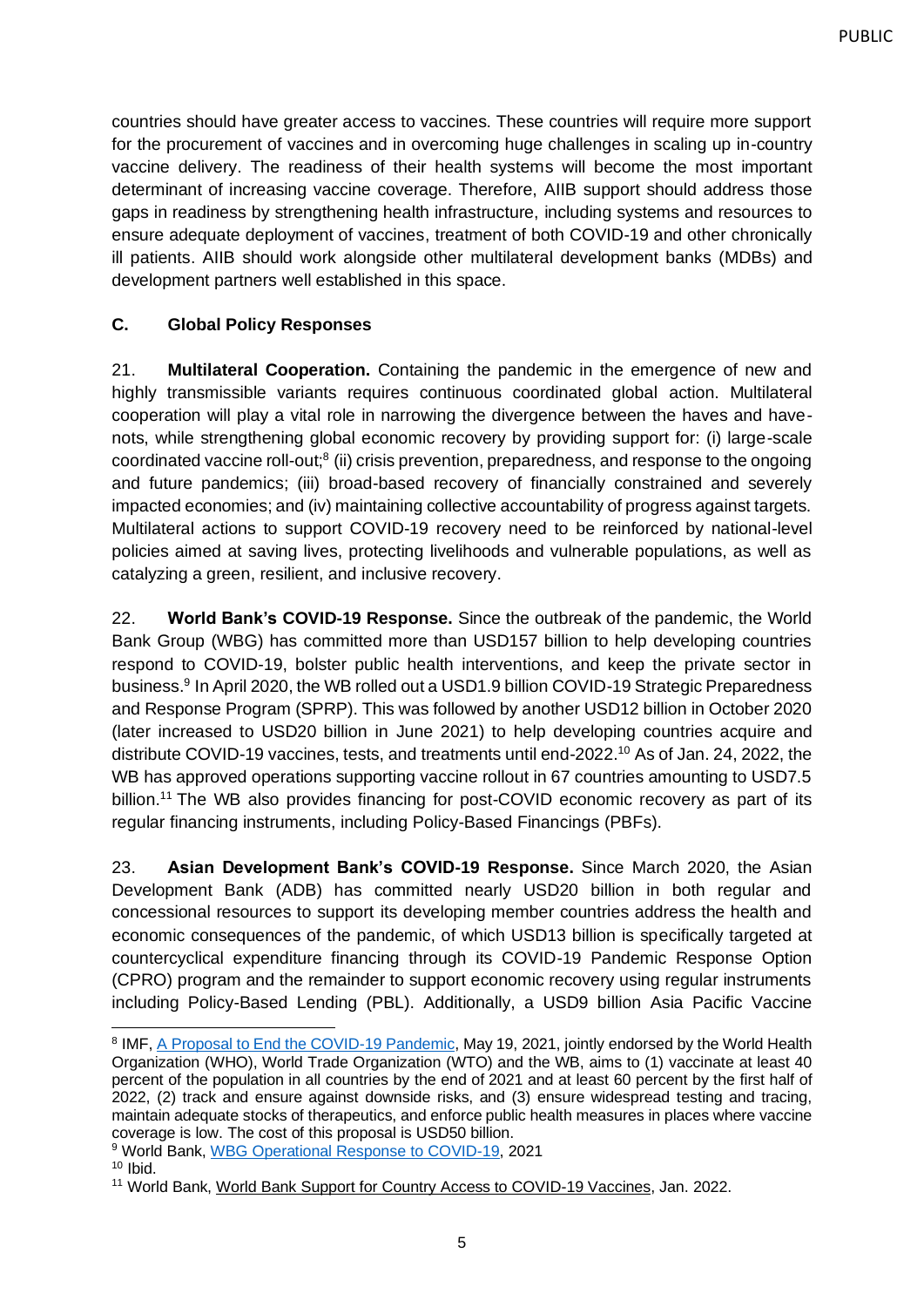countries should have greater access to vaccines. These countries will require more support for the procurement of vaccines and in overcoming huge challenges in scaling up in-country vaccine delivery. The readiness of their health systems will become the most important determinant of increasing vaccine coverage. Therefore, AIIB support should address those gaps in readiness by strengthening health infrastructure, including systems and resources to ensure adequate deployment of vaccines, treatment of both COVID-19 and other chronically ill patients. AIIB should work alongside other multilateral development banks (MDBs) and development partners well established in this space.

### C. Global Policy Responses

21. **Multilateral Cooperation.** Containing the pandemic in the emergence of new and highly transmissible variants requires continuous coordinated global action. Multilateral cooperation will play a vital role in narrowing the divergence between the haves and have-nots, while strengthening global economic recovery by providing support for: (i) large-scale coordinated vaccine roll-out;[8] (ii) crisis prevention, preparedness, and response to the ongoing and future pandemics; (iii) broad-based recovery of financially constrained and severely impacted economies; and (iv) maintaining collective accountability of progress against targets. Multilateral actions to support COVID-19 recovery need to be reinforced by national-level policies aimed at saving lives, protecting livelihoods and vulnerable populations, as well as catalyzing a green, resilient, and inclusive recovery.

22. **World Bank's COVID-19 Response.** Since the outbreak of the pandemic, the World Bank Group (WBG) has committed more than USD157 billion to help developing countries respond to COVID-19, bolster public health interventions, and keep the private sector in business.[9] In April 2020, the WB rolled out a USD1.9 billion COVID-19 Strategic Preparedness and Response Program (SPRP). This was followed by another USD12 billion in October 2020 (later increased to USD20 billion in June 2021) to help developing countries acquire and distribute COVID-19 vaccines, tests, and treatments until end-2022.[10] As of Jan. 24, 2022, the WB has approved operations supporting vaccine rollout in 67 countries amounting to USD7.5 billion.[11] The WB also provides financing for post-COVID economic recovery as part of its regular financing instruments, including Policy-Based Financings (PBFs).

23. **Asian Development Bank's COVID-19 Response.** Since March 2020, the Asian Development Bank (ADB) has committed nearly USD20 billion in both regular and concessional resources to support its developing member countries address the health and economic consequences of the pandemic, of which USD13 billion is specifically targeted at countercyclical expenditure financing through its COVID-19 Pandemic Response Option (CPRO) program and the remainder to support economic recovery using regular instruments including Policy-Based Lending (PBL). Additionally, a USD9 billion Asia Pacific Vaccine

---

[8] IMF, A Proposal to End the COVID-19 Pandemic, May 19, 2021, jointly endorsed by the World Health Organization (WHO), World Trade Organization (WTO) and the WB, aims to (1) vaccinate at least 40 percent of the population in all countries by the end of 2021 and at least 60 percent by the first half of 2022, (2) track and ensure against downside risks, and (3) ensure widespread testing and tracing, maintain adequate stocks of therapeutics, and enforce public health measures in places where vaccine coverage is low. The cost of this proposal is USD50 billion.

[9] World Bank, WBG Operational Response to COVID-19, 2021

[10] Ibid.

[11] World Bank, World Bank Support for Country Access to COVID-19 Vaccines, Jan. 2022.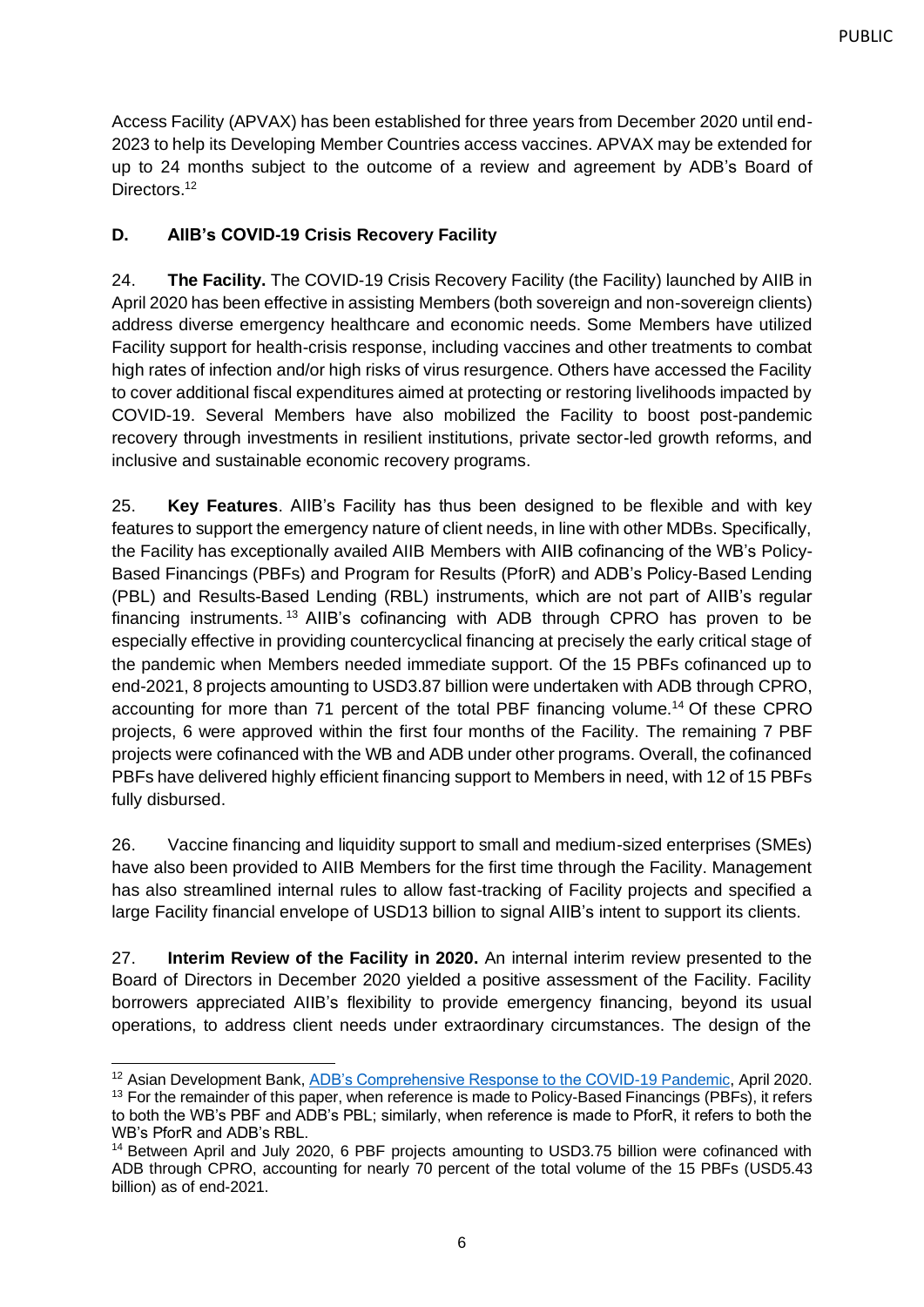Access Facility (APVAX) has been established for three years from December 2020 until end-2023 to help its Developing Member Countries access vaccines. APVAX may be extended for up to 24 months subject to the outcome of a review and agreement by ADB's Board of Directors.[12]

### D. AIIB's COVID-19 Crisis Recovery Facility

24. **The Facility.** The COVID-19 Crisis Recovery Facility (the Facility) launched by AIIB in April 2020 has been effective in assisting Members (both sovereign and non-sovereign clients) address diverse emergency healthcare and economic needs. Some Members have utilized Facility support for health-crisis response, including vaccines and other treatments to combat high rates of infection and/or high risks of virus resurgence. Others have accessed the Facility to cover additional fiscal expenditures aimed at protecting or restoring livelihoods impacted by COVID-19. Several Members have also mobilized the Facility to boost post-pandemic recovery through investments in resilient institutions, private sector-led growth reforms, and inclusive and sustainable economic recovery programs.

25. **Key Features**. AIIB's Facility has thus been designed to be flexible and with key features to support the emergency nature of client needs, in line with other MDBs. Specifically, the Facility has exceptionally availed AIIB Members with AIIB cofinancing of the WB's Policy-Based Financings (PBFs) and Program for Results (PforR) and ADB's Policy-Based Lending (PBL) and Results-Based Lending (RBL) instruments, which are not part of AIIB's regular financing instruments.[13] AIIB's cofinancing with ADB through CPRO has proven to be especially effective in providing countercyclical financing at precisely the early critical stage of the pandemic when Members needed immediate support. Of the 15 PBFs cofinanced up to end-2021, 8 projects amounting to USD3.87 billion were undertaken with ADB through CPRO, accounting for more than 71 percent of the total PBF financing volume.[14] Of these CPRO projects, 6 were approved within the first four months of the Facility. The remaining 7 PBF projects were cofinanced with the WB and ADB under other programs. Overall, the cofinanced PBFs have delivered highly efficient financing support to Members in need, with 12 of 15 PBFs fully disbursed.

26. Vaccine financing and liquidity support to small and medium-sized enterprises (SMEs) have also been provided to AIIB Members for the first time through the Facility. Management has also streamlined internal rules to allow fast-tracking of Facility projects and specified a large Facility financial envelope of USD13 billion to signal AIIB's intent to support its clients.

27. **Interim Review of the Facility in 2020.** An internal interim review presented to the Board of Directors in December 2020 yielded a positive assessment of the Facility. Facility borrowers appreciated AIIB's flexibility to provide emergency financing, beyond its usual operations, to address client needs under extraordinary circumstances. The design of the

---

[12] Asian Development Bank, ADB's Comprehensive Response to the COVID-19 Pandemic, April 2020.

[13] For the remainder of this paper, when reference is made to Policy-Based Financings (PBFs), it refers to both the WB's PBF and ADB's PBL; similarly, when reference is made to PforR, it refers to both the WB's PforR and ADB's RBL.

[14] Between April and July 2020, 6 PBF projects amounting to USD3.75 billion were cofinanced with ADB through CPRO, accounting for nearly 70 percent of the total volume of the 15 PBFs (USD5.43 billion) as of end-2021.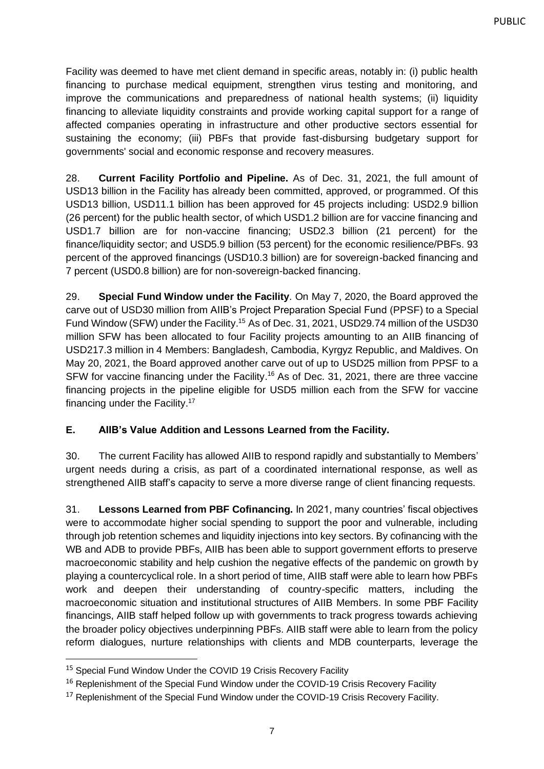Facility was deemed to have met client demand in specific areas, notably in: (i) public health financing to purchase medical equipment, strengthen virus testing and monitoring, and improve the communications and preparedness of national health systems; (ii) liquidity financing to alleviate liquidity constraints and provide working capital support for a range of affected companies operating in infrastructure and other productive sectors essential for sustaining the economy; (iii) PBFs that provide fast-disbursing budgetary support for governments' social and economic response and recovery measures.

28. **Current Facility Portfolio and Pipeline.** As of Dec. 31, 2021, the full amount of USD13 billion in the Facility has already been committed, approved, or programmed. Of this USD13 billion, USD11.1 billion has been approved for 45 projects including: USD2.9 billion (26 percent) for the public health sector, of which USD1.2 billion are for vaccine financing and USD1.7 billion are for non-vaccine financing; USD2.3 billion (21 percent) for the finance/liquidity sector; and USD5.9 billion (53 percent) for the economic resilience/PBFs. 93 percent of the approved financings (USD10.3 billion) are for sovereign-backed financing and 7 percent (USD0.8 billion) are for non-sovereign-backed financing.

29. **Special Fund Window under the Facility**. On May 7, 2020, the Board approved the carve out of USD30 million from AIIB's Project Preparation Special Fund (PPSF) to a Special Fund Window (SFW) under the Facility.[15] As of Dec. 31, 2021, USD29.74 million of the USD30 million SFW has been allocated to four Facility projects amounting to an AIIB financing of USD217.3 million in 4 Members: Bangladesh, Cambodia, Kyrgyz Republic, and Maldives. On May 20, 2021, the Board approved another carve out of up to USD25 million from PPSF to a SFW for vaccine financing under the Facility.[16] As of Dec. 31, 2021, there are three vaccine financing projects in the pipeline eligible for USD5 million each from the SFW for vaccine financing under the Facility.[17]

## E. AIIB's Value Addition and Lessons Learned from the Facility.

30. The current Facility has allowed AIIB to respond rapidly and substantially to Members' urgent needs during a crisis, as part of a coordinated international response, as well as strengthened AIIB staff's capacity to serve a more diverse range of client financing requests.

31. **Lessons Learned from PBF Cofinancing.** In 2021, many countries' fiscal objectives were to accommodate higher social spending to support the poor and vulnerable, including through job retention schemes and liquidity injections into key sectors. By cofinancing with the WB and ADB to provide PBFs, AIIB has been able to support government efforts to preserve macroeconomic stability and help cushion the negative effects of the pandemic on growth by playing a countercyclical role. In a short period of time, AIIB staff were able to learn how PBFs work and deepen their understanding of country-specific matters, including the macroeconomic situation and institutional structures of AIIB Members. In some PBF Facility financings, AIIB staff helped follow up with governments to track progress towards achieving the broader policy objectives underpinning PBFs. AIIB staff were able to learn from the policy reform dialogues, nurture relationships with clients and MDB counterparts, leverage the

---

[15] Special Fund Window Under the COVID 19 Crisis Recovery Facility

[16] Replenishment of the Special Fund Window under the COVID-19 Crisis Recovery Facility

[17] Replenishment of the Special Fund Window under the COVID-19 Crisis Recovery Facility.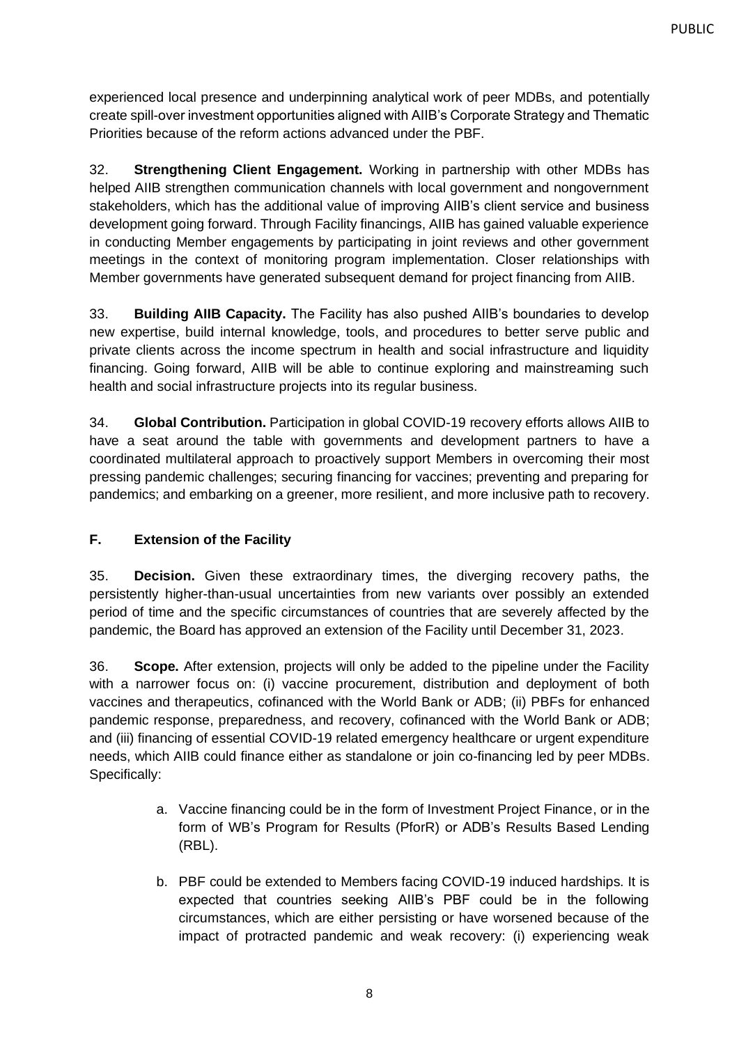experienced local presence and underpinning analytical work of peer MDBs, and potentially create spill-over investment opportunities aligned with AIIB's Corporate Strategy and Thematic Priorities because of the reform actions advanced under the PBF.

32. **Strengthening Client Engagement.** Working in partnership with other MDBs has helped AIIB strengthen communication channels with local government and nongovernment stakeholders, which has the additional value of improving AIIB's client service and business development going forward. Through Facility financings, AIIB has gained valuable experience in conducting Member engagements by participating in joint reviews and other government meetings in the context of monitoring program implementation. Closer relationships with Member governments have generated subsequent demand for project financing from AIIB.

33. **Building AIIB Capacity.** The Facility has also pushed AIIB's boundaries to develop new expertise, build internal knowledge, tools, and procedures to better serve public and private clients across the income spectrum in health and social infrastructure and liquidity financing. Going forward, AIIB will be able to continue exploring and mainstreaming such health and social infrastructure projects into its regular business.

34. **Global Contribution.** Participation in global COVID-19 recovery efforts allows AIIB to have a seat around the table with governments and development partners to have a coordinated multilateral approach to proactively support Members in overcoming their most pressing pandemic challenges; securing financing for vaccines; preventing and preparing for pandemics; and embarking on a greener, more resilient, and more inclusive path to recovery.

## F. Extension of the Facility

35. **Decision.** Given these extraordinary times, the diverging recovery paths, the persistently higher-than-usual uncertainties from new variants over possibly an extended period of time and the specific circumstances of countries that are severely affected by the pandemic, the Board has approved an extension of the Facility until December 31, 2023.

36. **Scope.** After extension, projects will only be added to the pipeline under the Facility with a narrower focus on: (i) vaccine procurement, distribution and deployment of both vaccines and therapeutics, cofinanced with the World Bank or ADB; (ii) PBFs for enhanced pandemic response, preparedness, and recovery, cofinanced with the World Bank or ADB; and (iii) financing of essential COVID-19 related emergency healthcare or urgent expenditure needs, which AIIB could finance either as standalone or join co-financing led by peer MDBs. Specifically:

a. Vaccine financing could be in the form of Investment Project Finance, or in the form of WB's Program for Results (PforR) or ADB's Results Based Lending (RBL).

b. PBF could be extended to Members facing COVID-19 induced hardships. It is expected that countries seeking AIIB's PBF could be in the following circumstances, which are either persisting or have worsened because of the impact of protracted pandemic and weak recovery: (i) experiencing weak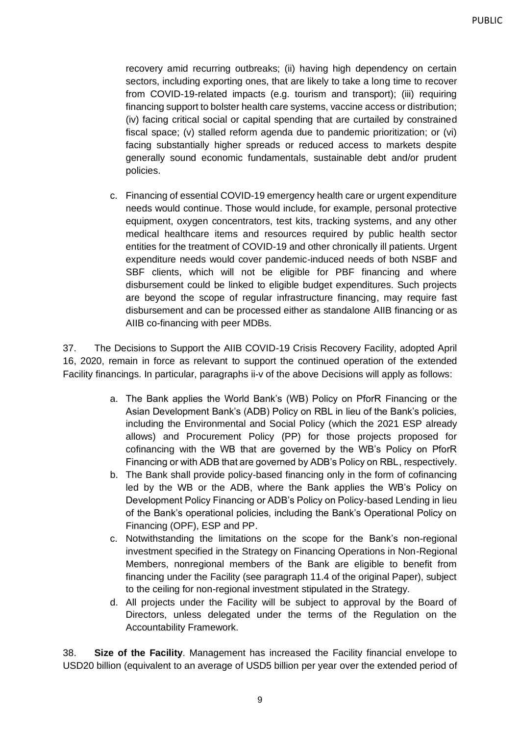recovery amid recurring outbreaks; (ii) having high dependency on certain sectors, including exporting ones, that are likely to take a long time to recover from COVID-19-related impacts (e.g. tourism and transport); (iii) requiring financing support to bolster health care systems, vaccine access or distribution; (iv) facing critical social or capital spending that are curtailed by constrained fiscal space; (v) stalled reform agenda due to pandemic prioritization; or (vi) facing substantially higher spreads or reduced access to markets despite generally sound economic fundamentals, sustainable debt and/or prudent policies.

c. Financing of essential COVID-19 emergency health care or urgent expenditure needs would continue. Those would include, for example, personal protective equipment, oxygen concentrators, test kits, tracking systems, and any other medical healthcare items and resources required by public health sector entities for the treatment of COVID-19 and other chronically ill patients. Urgent expenditure needs would cover pandemic-induced needs of both NSBF and SBF clients, which will not be eligible for PBF financing and where disbursement could be linked to eligible budget expenditures. Such projects are beyond the scope of regular infrastructure financing, may require fast disbursement and can be processed either as standalone AIIB financing or as AIIB co-financing with peer MDBs.

37. The Decisions to Support the AIIB COVID-19 Crisis Recovery Facility, adopted April 16, 2020, remain in force as relevant to support the continued operation of the extended Facility financings. In particular, paragraphs ii-v of the above Decisions will apply as follows:

a. The Bank applies the World Bank's (WB) Policy on PforR Financing or the Asian Development Bank's (ADB) Policy on RBL in lieu of the Bank's policies, including the Environmental and Social Policy (which the 2021 ESP already allows) and Procurement Policy (PP) for those projects proposed for cofinancing with the WB that are governed by the WB's Policy on PforR Financing or with ADB that are governed by ADB's Policy on RBL, respectively.
b. The Bank shall provide policy-based financing only in the form of cofinancing led by the WB or the ADB, where the Bank applies the WB's Policy on Development Policy Financing or ADB's Policy on Policy-based Lending in lieu of the Bank's operational policies, including the Bank's Operational Policy on Financing (OPF), ESP and PP.
c. Notwithstanding the limitations on the scope for the Bank's non-regional investment specified in the Strategy on Financing Operations in Non-Regional Members, nonregional members of the Bank are eligible to benefit from financing under the Facility (see paragraph 11.4 of the original Paper), subject to the ceiling for non-regional investment stipulated in the Strategy.
d. All projects under the Facility will be subject to approval by the Board of Directors, unless delegated under the terms of the Regulation on the Accountability Framework.

38. **Size of the Facility**. Management has increased the Facility financial envelope to USD20 billion (equivalent to an average of USD5 billion per year over the extended period of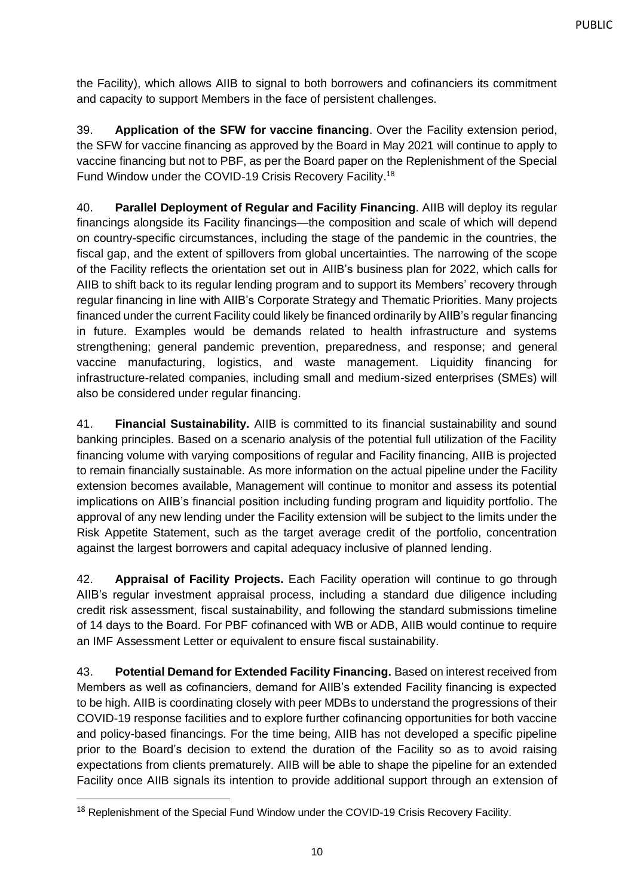the Facility), which allows AIIB to signal to both borrowers and cofinanciers its commitment and capacity to support Members in the face of persistent challenges.

39. **Application of the SFW for vaccine financing**. Over the Facility extension period, the SFW for vaccine financing as approved by the Board in May 2021 will continue to apply to vaccine financing but not to PBF, as per the Board paper on the Replenishment of the Special Fund Window under the COVID-19 Crisis Recovery Facility.[18]

40. **Parallel Deployment of Regular and Facility Financing**. AIIB will deploy its regular financings alongside its Facility financings—the composition and scale of which will depend on country-specific circumstances, including the stage of the pandemic in the countries, the fiscal gap, and the extent of spillovers from global uncertainties. The narrowing of the scope of the Facility reflects the orientation set out in AIIB's business plan for 2022, which calls for AIIB to shift back to its regular lending program and to support its Members' recovery through regular financing in line with AIIB's Corporate Strategy and Thematic Priorities. Many projects financed under the current Facility could likely be financed ordinarily by AIIB's regular financing in future. Examples would be demands related to health infrastructure and systems strengthening; general pandemic prevention, preparedness, and response; and general vaccine manufacturing, logistics, and waste management. Liquidity financing for infrastructure-related companies, including small and medium-sized enterprises (SMEs) will also be considered under regular financing.

41. **Financial Sustainability.** AIIB is committed to its financial sustainability and sound banking principles. Based on a scenario analysis of the potential full utilization of the Facility financing volume with varying compositions of regular and Facility financing, AIIB is projected to remain financially sustainable. As more information on the actual pipeline under the Facility extension becomes available, Management will continue to monitor and assess its potential implications on AIIB's financial position including funding program and liquidity portfolio. The approval of any new lending under the Facility extension will be subject to the limits under the Risk Appetite Statement, such as the target average credit of the portfolio, concentration against the largest borrowers and capital adequacy inclusive of planned lending.

42. **Appraisal of Facility Projects.** Each Facility operation will continue to go through AIIB's regular investment appraisal process, including a standard due diligence including credit risk assessment, fiscal sustainability, and following the standard submissions timeline of 14 days to the Board. For PBF cofinanced with WB or ADB, AIIB would continue to require an IMF Assessment Letter or equivalent to ensure fiscal sustainability.

43. **Potential Demand for Extended Facility Financing.** Based on interest received from Members as well as cofinanciers, demand for AIIB's extended Facility financing is expected to be high. AIIB is coordinating closely with peer MDBs to understand the progressions of their COVID-19 response facilities and to explore further cofinancing opportunities for both vaccine and policy-based financings. For the time being, AIIB has not developed a specific pipeline prior to the Board's decision to extend the duration of the Facility so as to avoid raising expectations from clients prematurely. AIIB will be able to shape the pipeline for an extended Facility once AIIB signals its intention to provide additional support through an extension of

---

[18] Replenishment of the Special Fund Window under the COVID-19 Crisis Recovery Facility.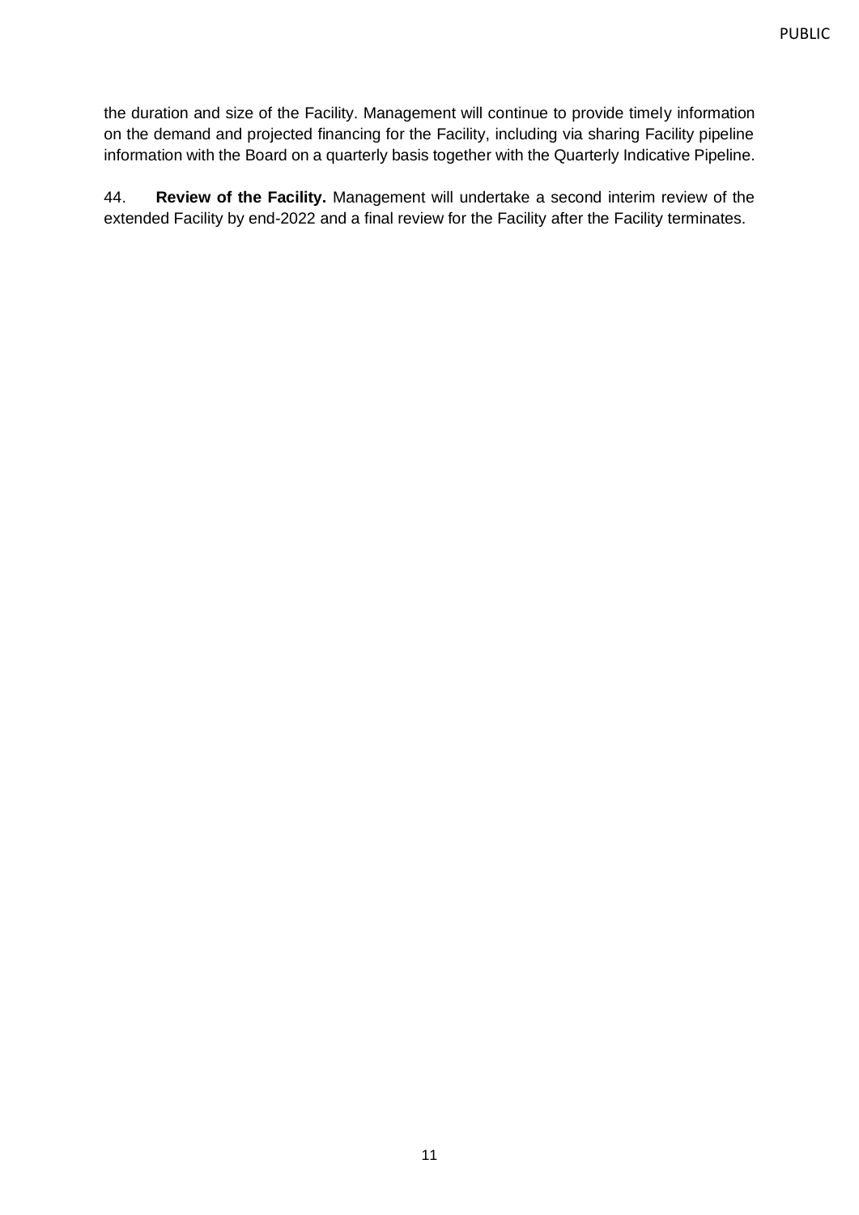the duration and size of the Facility. Management will continue to provide timely information on the demand and projected financing for the Facility, including via sharing Facility pipeline information with the Board on a quarterly basis together with the Quarterly Indicative Pipeline.

44. **Review of the Facility.** Management will undertake a second interim review of the extended Facility by end-2022 and a final review for the Facility after the Facility terminates.